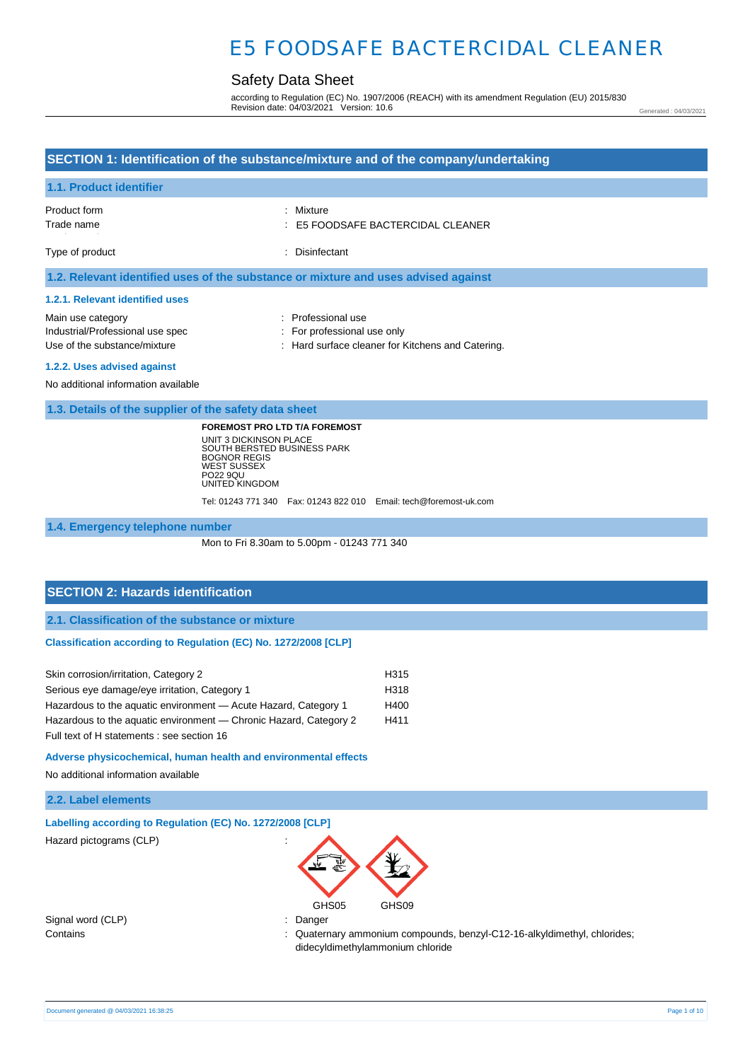# E5 FOODSAFE BACTERCIDAL CLEANER

## Safety Data Sheet

according to Regulation (EC) No. 1907/2006 (REACH) with its amendment Regulation (EU) 2015/830
Revision date: 04/03/2021 Version: 10.6

Generated : 04/03/2021

## SECTION 1: Identification of the substance/mixture and of the company/undertaking

### 1.1. Product identifier

| | |
|---|---|
| Product form | : Mixture |
| Trade name | : E5 FOODSAFE BACTERCIDAL CLEANER |
| Type of product | : Disinfectant |

### 1.2. Relevant identified uses of the substance or mixture and uses advised against

#### 1.2.1. Relevant identified uses

| | |
|---|---|
| Main use category | : Professional use |
| Industrial/Professional use spec | : For professional use only |
| Use of the substance/mixture | : Hard surface cleaner for Kitchens and Catering. |

#### 1.2.2. Uses advised against

No additional information available

### 1.3. Details of the supplier of the safety data sheet

**FOREMOST PRO LTD T/A FOREMOST**
UNIT 3 DICKINSON PLACE
SOUTH BERSTED BUSINESS PARK
BOGNOR REGIS
WEST SUSSEX
PO22 9QU
UNITED KINGDOM

Tel: 01243 771 340 Fax: 01243 822 010 Email: tech@foremost-uk.com

### 1.4. Emergency telephone number

Mon to Fri 8.30am to 5.00pm - 01243 771 340

## SECTION 2: Hazards identification

### 2.1. Classification of the substance or mixture

#### Classification according to Regulation (EC) No. 1272/2008 [CLP]

| | |
|---|---|
| Skin corrosion/irritation, Category 2 | H315 |
| Serious eye damage/eye irritation, Category 1 | H318 |
| Hazardous to the aquatic environment — Acute Hazard, Category 1 | H400 |
| Hazardous to the aquatic environment — Chronic Hazard, Category 2 | H411 |

Full text of H statements : see section 16

#### Adverse physicochemical, human health and environmental effects

No additional information available

### 2.2. Label elements

#### Labelling according to Regulation (EC) No. 1272/2008 [CLP]

Hazard pictograms (CLP) :

GHS05 GHS09

| | |
|---|---|
| Signal word (CLP) | : Danger |
| Contains | : Quaternary ammonium compounds, benzyl-C12-16-alkyldimethyl, chlorides; didecyldimethylammonium chloride |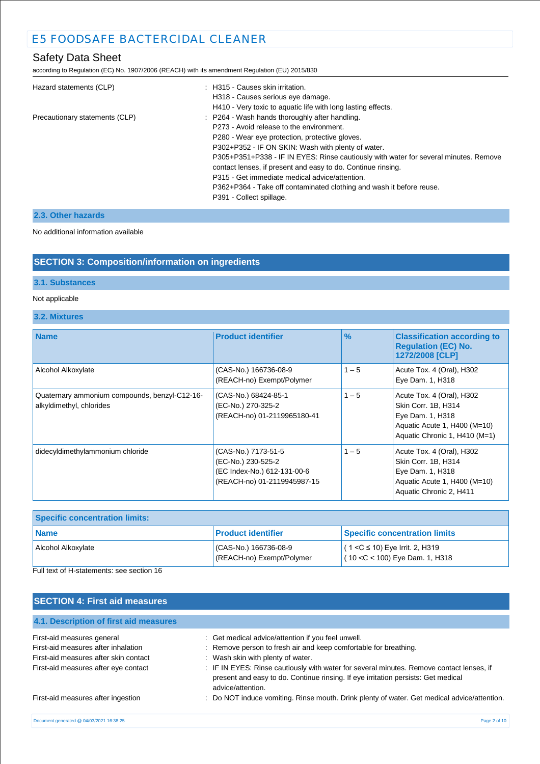| | | |
|---|---|---|
| Hazard statements (CLP) | : | H315 - Causes skin irritation.<br>H318 - Causes serious eye damage.<br>H410 - Very toxic to aquatic life with long lasting effects. |
| Precautionary statements (CLP) | : | P264 - Wash hands thoroughly after handling.<br>P273 - Avoid release to the environment.<br>P280 - Wear eye protection, protective gloves.<br>P302+P352 - IF ON SKIN: Wash with plenty of water.<br>P305+P351+P338 - IF IN EYES: Rinse cautiously with water for several minutes. Remove contact lenses, if present and easy to do. Continue rinsing.<br>P315 - Get immediate medical advice/attention.<br>P362+P364 - Take off contaminated clothing and wash it before reuse.<br>P391 - Collect spillage. |

### 2.3. Other hazards

No additional information available

## SECTION 3: Composition/information on ingredients

### 3.1. Substances

Not applicable

### 3.2. Mixtures

| Name | Product identifier | % | Classification according to Regulation (EC) No. 1272/2008 [CLP] |
|---|---|---|---|
| Alcohol Alkoxylate | (CAS-No.) 166736-08-9<br>(REACH-no) Exempt/Polymer | 1 – 5 | Acute Tox. 4 (Oral), H302<br>Eye Dam. 1, H318 |
| Quaternary ammonium compounds, benzyl-C12-16-alkyldimethyl, chlorides | (CAS-No.) 68424-85-1<br>(EC-No.) 270-325-2<br>(REACH-no) 01-2119965180-41 | 1 – 5 | Acute Tox. 4 (Oral), H302<br>Skin Corr. 1B, H314<br>Eye Dam. 1, H318<br>Aquatic Acute 1, H400 (M=10)<br>Aquatic Chronic 1, H410 (M=1) |
| didecyldimethylammonium chloride | (CAS-No.) 7173-51-5<br>(EC-No.) 230-525-2<br>(EC Index-No.) 612-131-00-6<br>(REACH-no) 01-2119945987-15 | 1 – 5 | Acute Tox. 4 (Oral), H302<br>Skin Corr. 1B, H314<br>Eye Dam. 1, H318<br>Aquatic Acute 1, H400 (M=10)<br>Aquatic Chronic 2, H411 |

**Specific concentration limits:**

| Name | Product identifier | Specific concentration limits |
|---|---|---|
| Alcohol Alkoxylate | (CAS-No.) 166736-08-9<br>(REACH-no) Exempt/Polymer | ( 1 <C ≤ 10) Eye Irrit. 2, H319<br>( 10 <C < 100) Eye Dam. 1, H318 |

Full text of H-statements: see section 16

## SECTION 4: First aid measures

### 4.1. Description of first aid measures

| | | |
|---|---|---|
| First-aid measures general | : | Get medical advice/attention if you feel unwell. |
| First-aid measures after inhalation | : | Remove person to fresh air and keep comfortable for breathing. |
| First-aid measures after skin contact | : | Wash skin with plenty of water. |
| First-aid measures after eye contact | : | IF IN EYES: Rinse cautiously with water for several minutes. Remove contact lenses, if present and easy to do. Continue rinsing. If eye irritation persists: Get medical advice/attention. |
| First-aid measures after ingestion | : | Do NOT induce vomiting. Rinse mouth. Drink plenty of water. Get medical advice/attention. |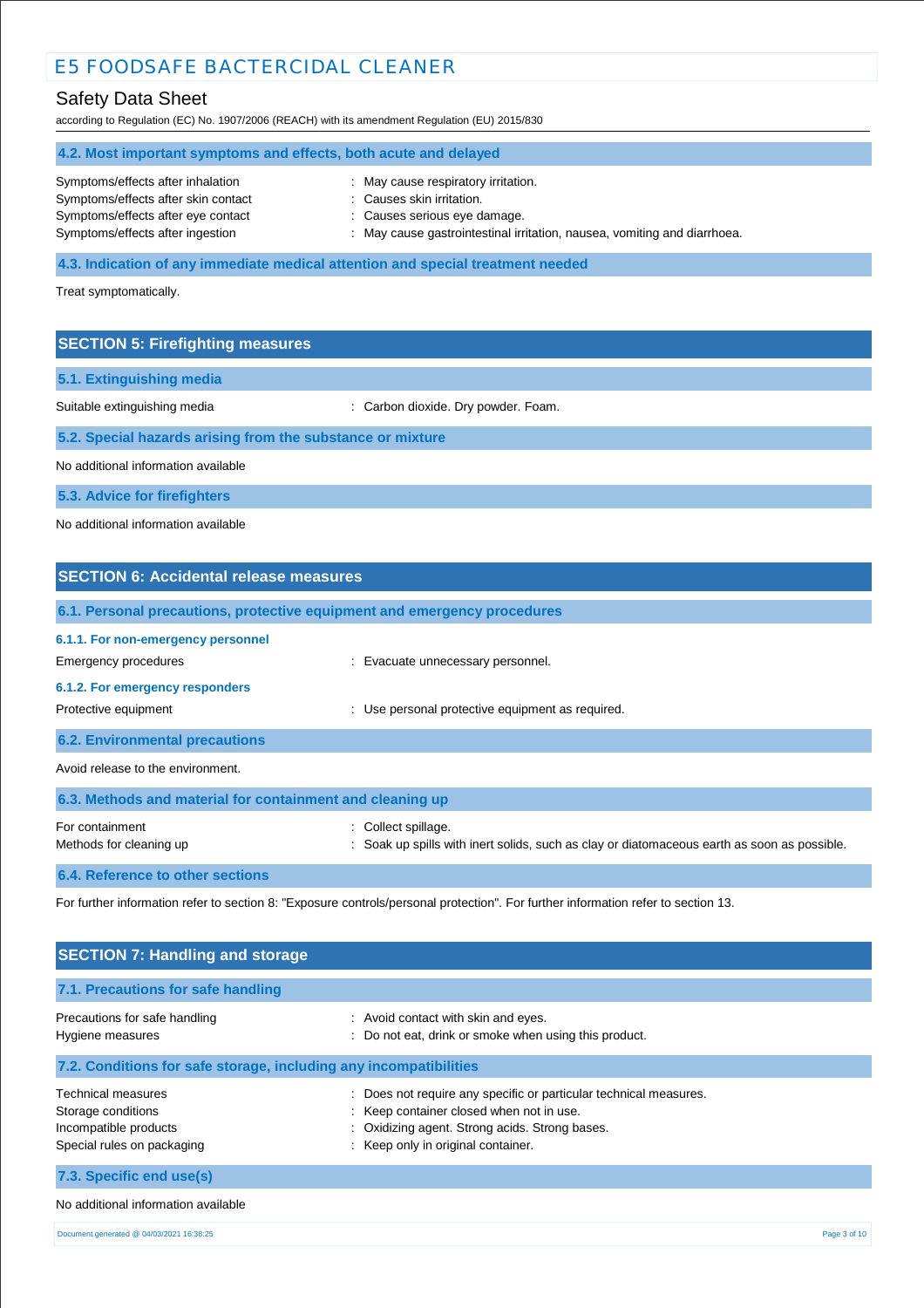### 4.2. Most important symptoms and effects, both acute and delayed

| | |
|---|---|
| Symptoms/effects after inhalation | : May cause respiratory irritation. |
| Symptoms/effects after skin contact | : Causes skin irritation. |
| Symptoms/effects after eye contact | : Causes serious eye damage. |
| Symptoms/effects after ingestion | : May cause gastrointestinal irritation, nausea, vomiting and diarrhoea. |

### 4.3. Indication of any immediate medical attention and special treatment needed

Treat symptomatically.

## SECTION 5: Firefighting measures

### 5.1. Extinguishing media

| | |
|---|---|
| Suitable extinguishing media | : Carbon dioxide. Dry powder. Foam. |

### 5.2. Special hazards arising from the substance or mixture

No additional information available

### 5.3. Advice for firefighters

No additional information available

## SECTION 6: Accidental release measures

### 6.1. Personal precautions, protective equipment and emergency procedures

#### 6.1.1. For non-emergency personnel

| | |
|---|---|
| Emergency procedures | : Evacuate unnecessary personnel. |

#### 6.1.2. For emergency responders

| | |
|---|---|
| Protective equipment | : Use personal protective equipment as required. |

### 6.2. Environmental precautions

Avoid release to the environment.

### 6.3. Methods and material for containment and cleaning up

| | |
|---|---|
| For containment | : Collect spillage. |
| Methods for cleaning up | : Soak up spills with inert solids, such as clay or diatomaceous earth as soon as possible. |

### 6.4. Reference to other sections

For further information refer to section 8: "Exposure controls/personal protection". For further information refer to section 13.

## SECTION 7: Handling and storage

### 7.1. Precautions for safe handling

| | |
|---|---|
| Precautions for safe handling | : Avoid contact with skin and eyes. |
| Hygiene measures | : Do not eat, drink or smoke when using this product. |

### 7.2. Conditions for safe storage, including any incompatibilities

| | |
|---|---|
| Technical measures | : Does not require any specific or particular technical measures. |
| Storage conditions | : Keep container closed when not in use. |
| Incompatible products | : Oxidizing agent. Strong acids. Strong bases. |
| Special rules on packaging | : Keep only in original container. |

### 7.3. Specific end use(s)

No additional information available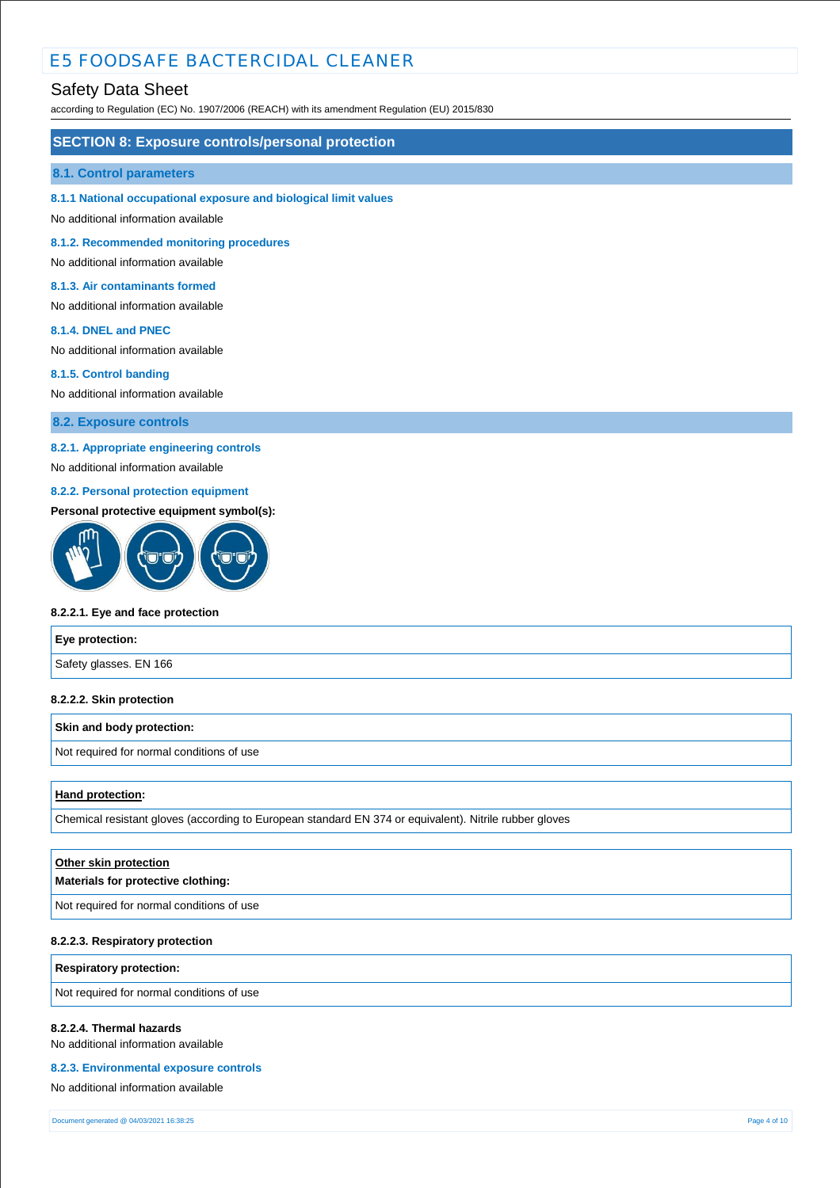## SECTION 8: Exposure controls/personal protection

### 8.1. Control parameters

#### 8.1.1 National occupational exposure and biological limit values

No additional information available

#### 8.1.2. Recommended monitoring procedures

No additional information available

#### 8.1.3. Air contaminants formed

No additional information available

#### 8.1.4. DNEL and PNEC

No additional information available

#### 8.1.5. Control banding

No additional information available

### 8.2. Exposure controls

#### 8.2.1. Appropriate engineering controls

No additional information available

#### 8.2.2. Personal protection equipment

**Personal protective equipment symbol(s):**

**8.2.2.1. Eye and face protection**

| **Eye protection:** |
| --- |
| Safety glasses. EN 166 |

**8.2.2.2. Skin protection**

| **Skin and body protection:** |
| --- |
| Not required for normal conditions of use |

| **Hand protection:** |
| --- |
| Chemical resistant gloves (according to European standard EN 374 or equivalent). Nitrile rubber gloves |

| **Other skin protection** **Materials for protective clothing:** |
| --- |
| Not required for normal conditions of use |

**8.2.2.3. Respiratory protection**

| **Respiratory protection:** |
| --- |
| Not required for normal conditions of use |

**8.2.2.4. Thermal hazards**

No additional information available

#### 8.2.3. Environmental exposure controls

No additional information available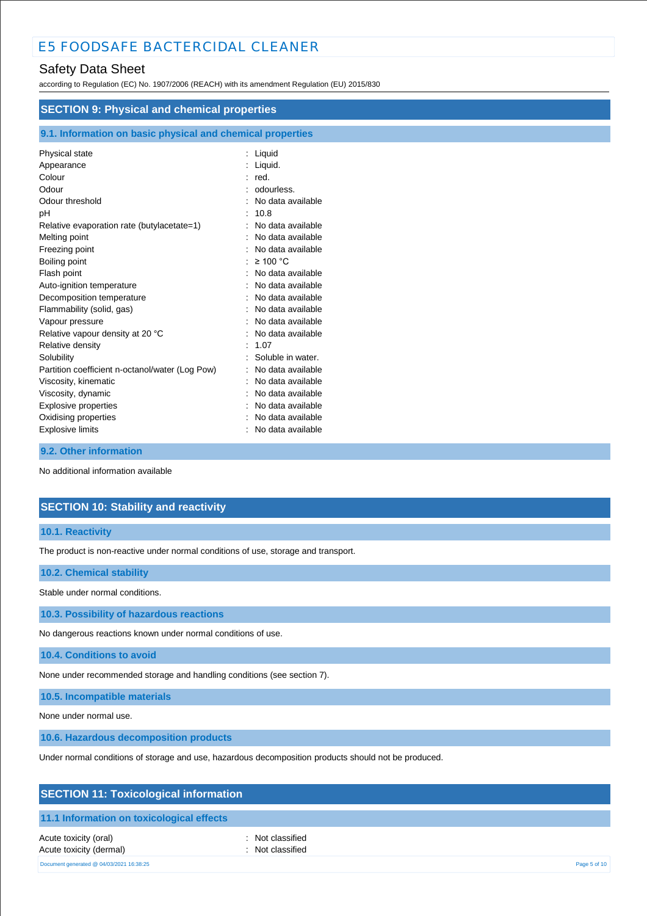# SECTION 9: Physical and chemical properties

## 9.1. Information on basic physical and chemical properties

| | |
|---|---|
| Physical state | : Liquid |
| Appearance | : Liquid. |
| Colour | : red. |
| Odour | : odourless. |
| Odour threshold | : No data available |
| pH | : 10.8 |
| Relative evaporation rate (butylacetate=1) | : No data available |
| Melting point | : No data available |
| Freezing point | : No data available |
| Boiling point | : ≥ 100 °C |
| Flash point | : No data available |
| Auto-ignition temperature | : No data available |
| Decomposition temperature | : No data available |
| Flammability (solid, gas) | : No data available |
| Vapour pressure | : No data available |
| Relative vapour density at 20 °C | : No data available |
| Relative density | : 1.07 |
| Solubility | : Soluble in water. |
| Partition coefficient n-octanol/water (Log Pow) | : No data available |
| Viscosity, kinematic | : No data available |
| Viscosity, dynamic | : No data available |
| Explosive properties | : No data available |
| Oxidising properties | : No data available |
| Explosive limits | : No data available |

## 9.2. Other information

No additional information available

# SECTION 10: Stability and reactivity

## 10.1. Reactivity

The product is non-reactive under normal conditions of use, storage and transport.

## 10.2. Chemical stability

Stable under normal conditions.

## 10.3. Possibility of hazardous reactions

No dangerous reactions known under normal conditions of use.

## 10.4. Conditions to avoid

None under recommended storage and handling conditions (see section 7).

## 10.5. Incompatible materials

None under normal use.

## 10.6. Hazardous decomposition products

Under normal conditions of storage and use, hazardous decomposition products should not be produced.

# SECTION 11: Toxicological information

## 11.1 Information on toxicological effects

| | |
|---|---|
| Acute toxicity (oral) | : Not classified |
| Acute toxicity (dermal) | : Not classified |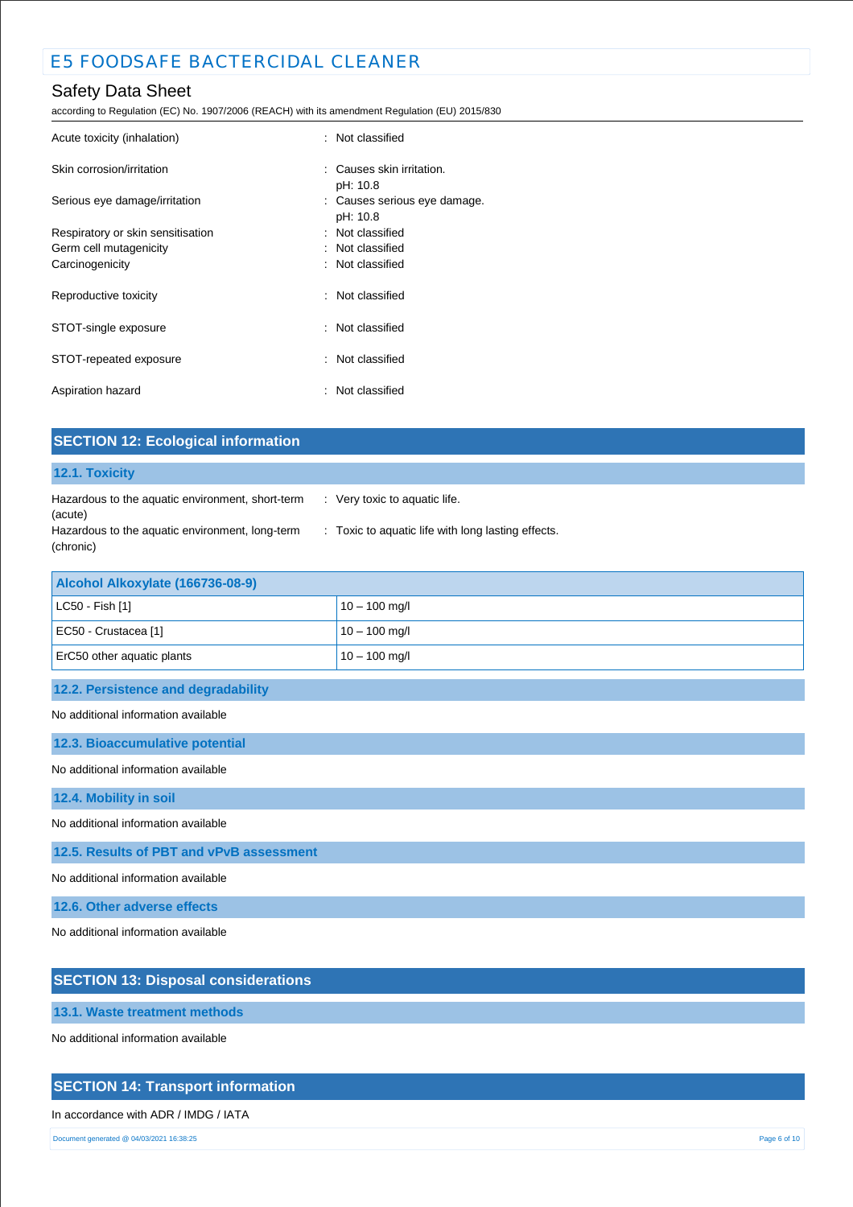Acute toxicity (inhalation) : Not classified

Skin corrosion/irritation : Causes skin irritation.
pH: 10.8

Serious eye damage/irritation : Causes serious eye damage.
pH: 10.8

Respiratory or skin sensitisation : Not classified

Germ cell mutagenicity : Not classified

Carcinogenicity : Not classified

Reproductive toxicity : Not classified

STOT-single exposure : Not classified

STOT-repeated exposure : Not classified

Aspiration hazard : Not classified

## SECTION 12: Ecological information

### 12.1. Toxicity

Hazardous to the aquatic environment, short-term (acute) : Very toxic to aquatic life.

Hazardous to the aquatic environment, long-term (chronic) : Toxic to aquatic life with long lasting effects.

| Alcohol Alkoxylate (166736-08-9) | |
|---|---|
| LC50 - Fish [1] | 10 – 100 mg/l |
| EC50 - Crustacea [1] | 10 – 100 mg/l |
| ErC50 other aquatic plants | 10 – 100 mg/l |

### 12.2. Persistence and degradability

No additional information available

### 12.3. Bioaccumulative potential

No additional information available

### 12.4. Mobility in soil

No additional information available

### 12.5. Results of PBT and vPvB assessment

No additional information available

### 12.6. Other adverse effects

No additional information available

## SECTION 13: Disposal considerations

### 13.1. Waste treatment methods

No additional information available

## SECTION 14: Transport information

In accordance with ADR / IMDG / IATA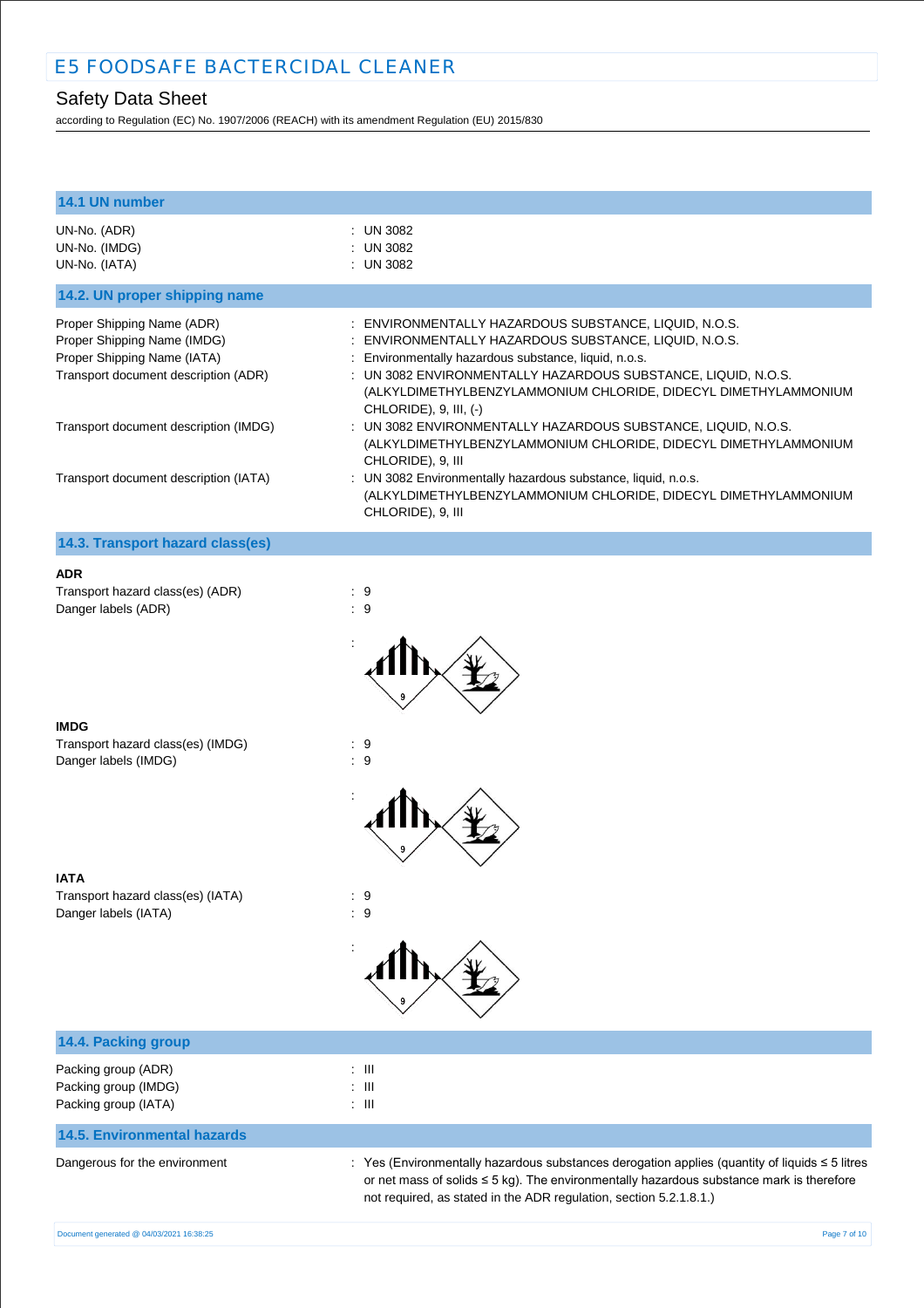### 14.1 UN number

| | |
|---|---|
| UN-No. (ADR) | : UN 3082 |
| UN-No. (IMDG) | : UN 3082 |
| UN-No. (IATA) | : UN 3082 |

### 14.2. UN proper shipping name

| | |
|---|---|
| Proper Shipping Name (ADR) | : ENVIRONMENTALLY HAZARDOUS SUBSTANCE, LIQUID, N.O.S. |
| Proper Shipping Name (IMDG) | : ENVIRONMENTALLY HAZARDOUS SUBSTANCE, LIQUID, N.O.S. |
| Proper Shipping Name (IATA) | : Environmentally hazardous substance, liquid, n.o.s. |
| Transport document description (ADR) | : UN 3082 ENVIRONMENTALLY HAZARDOUS SUBSTANCE, LIQUID, N.O.S. (ALKYLDIMETHYLBENZYLAMMONIUM CHLORIDE, DIDECYL DIMETHYLAMMONIUM CHLORIDE), 9, III, (-) |
| Transport document description (IMDG) | : UN 3082 ENVIRONMENTALLY HAZARDOUS SUBSTANCE, LIQUID, N.O.S. (ALKYLDIMETHYLBENZYLAMMONIUM CHLORIDE, DIDECYL DIMETHYLAMMONIUM CHLORIDE), 9, III |
| Transport document description (IATA) | : UN 3082 Environmentally hazardous substance, liquid, n.o.s. (ALKYLDIMETHYLBENZYLAMMONIUM CHLORIDE, DIDECYL DIMETHYLAMMONIUM CHLORIDE), 9, III |

### 14.3. Transport hazard class(es)

**ADR**

| | |
|---|---|
| Transport hazard class(es) (ADR) | : 9 |
| Danger labels (ADR) | : 9 |

:

**IMDG**

| | |
|---|---|
| Transport hazard class(es) (IMDG) | : 9 |
| Danger labels (IMDG) | : 9 |

:

**IATA**

| | |
|---|---|
| Transport hazard class(es) (IATA) | : 9 |
| Danger labels (IATA) | : 9 |

:

### 14.4. Packing group

| | |
|---|---|
| Packing group (ADR) | : III |
| Packing group (IMDG) | : III |
| Packing group (IATA) | : III |

### 14.5. Environmental hazards

| | |
|---|---|
| Dangerous for the environment | : Yes (Environmentally hazardous substances derogation applies (quantity of liquids ≤ 5 litres or net mass of solids ≤ 5 kg). The environmentally hazardous substance mark is therefore not required, as stated in the ADR regulation, section 5.2.1.8.1.) |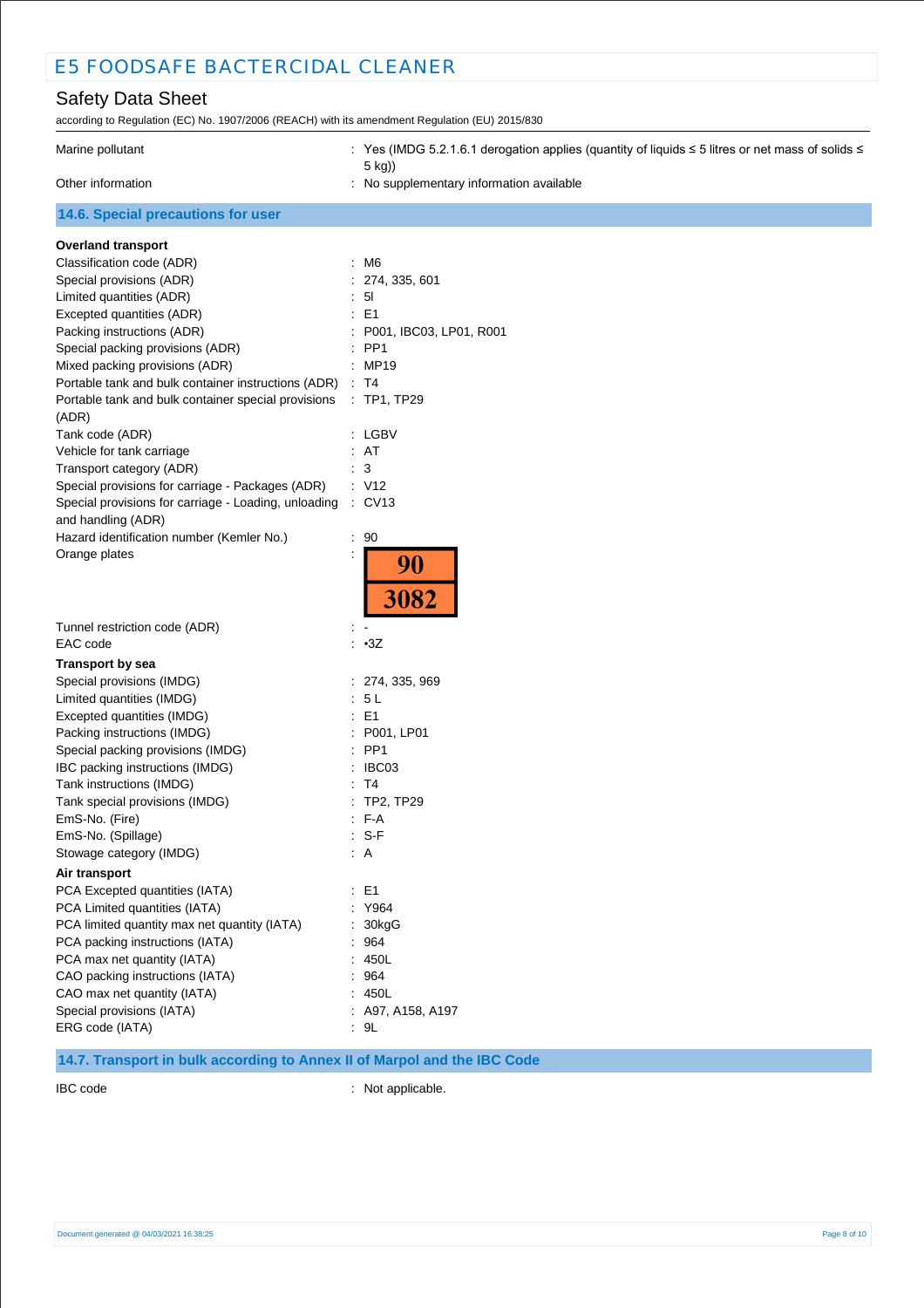| | |
|---|---|
| Marine pollutant | : Yes (IMDG 5.2.1.6.1 derogation applies (quantity of liquids ≤ 5 litres or net mass of solids ≤ 5 kg)) |
| Other information | : No supplementary information available |

## 14.6. Special precautions for user

**Overland transport**

| | |
|---|---|
| Classification code (ADR) | : M6 |
| Special provisions (ADR) | : 274, 335, 601 |
| Limited quantities (ADR) | : 5l |
| Excepted quantities (ADR) | : E1 |
| Packing instructions (ADR) | : P001, IBC03, LP01, R001 |
| Special packing provisions (ADR) | : PP1 |
| Mixed packing provisions (ADR) | : MP19 |
| Portable tank and bulk container instructions (ADR) | : T4 |
| Portable tank and bulk container special provisions (ADR) | : TP1, TP29 |
| Tank code (ADR) | : LGBV |
| Vehicle for tank carriage | : AT |
| Transport category (ADR) | : 3 |
| Special provisions for carriage - Packages (ADR) | : V12 |
| Special provisions for carriage - Loading, unloading and handling (ADR) | : CV13 |
| Hazard identification number (Kemler No.) | : 90 |
| Orange plates | : 90 / 3082 |
| Tunnel restriction code (ADR) | : - |
| EAC code | : •3Z |

**Transport by sea**

| | |
|---|---|
| Special provisions (IMDG) | : 274, 335, 969 |
| Limited quantities (IMDG) | : 5 L |
| Excepted quantities (IMDG) | : E1 |
| Packing instructions (IMDG) | : P001, LP01 |
| Special packing provisions (IMDG) | : PP1 |
| IBC packing instructions (IMDG) | : IBC03 |
| Tank instructions (IMDG) | : T4 |
| Tank special provisions (IMDG) | : TP2, TP29 |
| EmS-No. (Fire) | : F-A |
| EmS-No. (Spillage) | : S-F |
| Stowage category (IMDG) | : A |

**Air transport**

| | |
|---|---|
| PCA Excepted quantities (IATA) | : E1 |
| PCA Limited quantities (IATA) | : Y964 |
| PCA limited quantity max net quantity (IATA) | : 30kgG |
| PCA packing instructions (IATA) | : 964 |
| PCA max net quantity (IATA) | : 450L |
| CAO packing instructions (IATA) | : 964 |
| CAO max net quantity (IATA) | : 450L |
| Special provisions (IATA) | : A97, A158, A197 |
| ERG code (IATA) | : 9L |

## 14.7. Transport in bulk according to Annex II of Marpol and the IBC Code

| | |
|---|---|
| IBC code | : Not applicable. |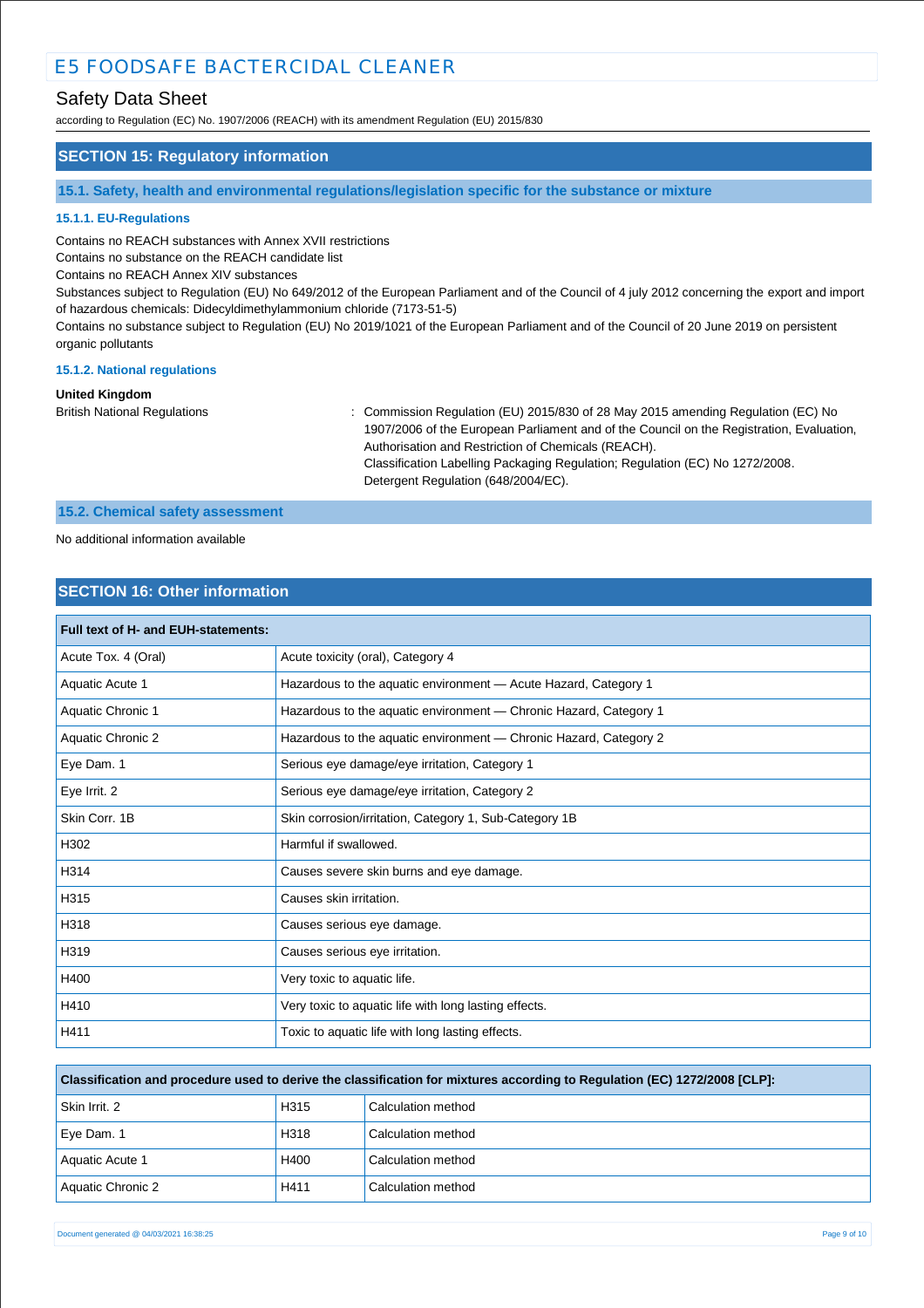## SECTION 15: Regulatory information

### 15.1. Safety, health and environmental regulations/legislation specific for the substance or mixture

#### 15.1.1. EU-Regulations

Contains no REACH substances with Annex XVII restrictions
Contains no substance on the REACH candidate list
Contains no REACH Annex XIV substances
Substances subject to Regulation (EU) No 649/2012 of the European Parliament and of the Council of 4 july 2012 concerning the export and import of hazardous chemicals: Didecyldimethylammonium chloride (7173-51-5)
Contains no substance subject to Regulation (EU) No 2019/1021 of the European Parliament and of the Council of 20 June 2019 on persistent organic pollutants

#### 15.1.2. National regulations

**United Kingdom**

British National Regulations : Commission Regulation (EU) 2015/830 of 28 May 2015 amending Regulation (EC) No 1907/2006 of the European Parliament and of the Council on the Registration, Evaluation, Authorisation and Restriction of Chemicals (REACH).
Classification Labelling Packaging Regulation; Regulation (EC) No 1272/2008.
Detergent Regulation (648/2004/EC).

### 15.2. Chemical safety assessment

No additional information available

## SECTION 16: Other information

| Full text of H- and EUH-statements: | |
|---|---|
| Acute Tox. 4 (Oral) | Acute toxicity (oral), Category 4 |
| Aquatic Acute 1 | Hazardous to the aquatic environment — Acute Hazard, Category 1 |
| Aquatic Chronic 1 | Hazardous to the aquatic environment — Chronic Hazard, Category 1 |
| Aquatic Chronic 2 | Hazardous to the aquatic environment — Chronic Hazard, Category 2 |
| Eye Dam. 1 | Serious eye damage/eye irritation, Category 1 |
| Eye Irrit. 2 | Serious eye damage/eye irritation, Category 2 |
| Skin Corr. 1B | Skin corrosion/irritation, Category 1, Sub-Category 1B |
| H302 | Harmful if swallowed. |
| H314 | Causes severe skin burns and eye damage. |
| H315 | Causes skin irritation. |
| H318 | Causes serious eye damage. |
| H319 | Causes serious eye irritation. |
| H400 | Very toxic to aquatic life. |
| H410 | Very toxic to aquatic life with long lasting effects. |
| H411 | Toxic to aquatic life with long lasting effects. |

| Classification and procedure used to derive the classification for mixtures according to Regulation (EC) 1272/2008 [CLP]: | | |
|---|---|---|
| Skin Irrit. 2 | H315 | Calculation method |
| Eye Dam. 1 | H318 | Calculation method |
| Aquatic Acute 1 | H400 | Calculation method |
| Aquatic Chronic 2 | H411 | Calculation method |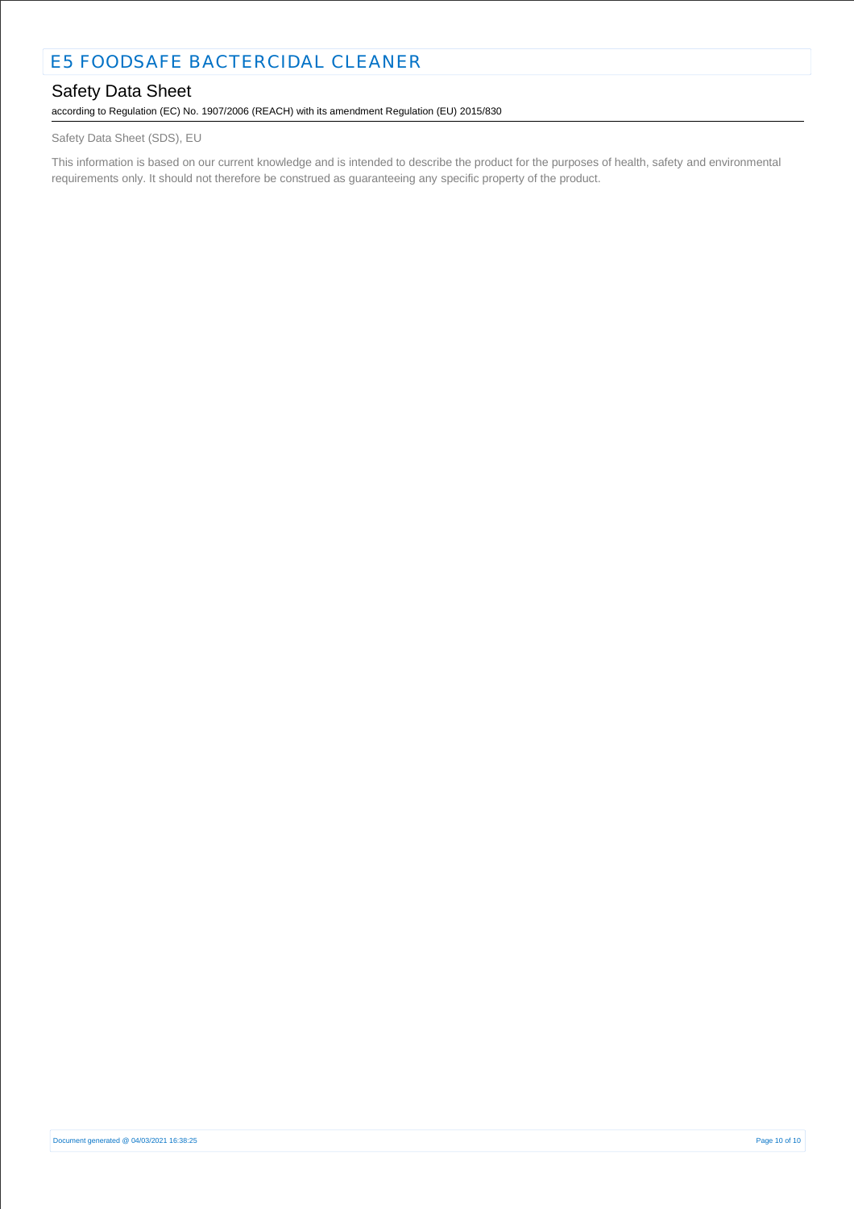Safety Data Sheet (SDS), EU

This information is based on our current knowledge and is intended to describe the product for the purposes of health, safety and environmental requirements only. It should not therefore be construed as guaranteeing any specific property of the product.